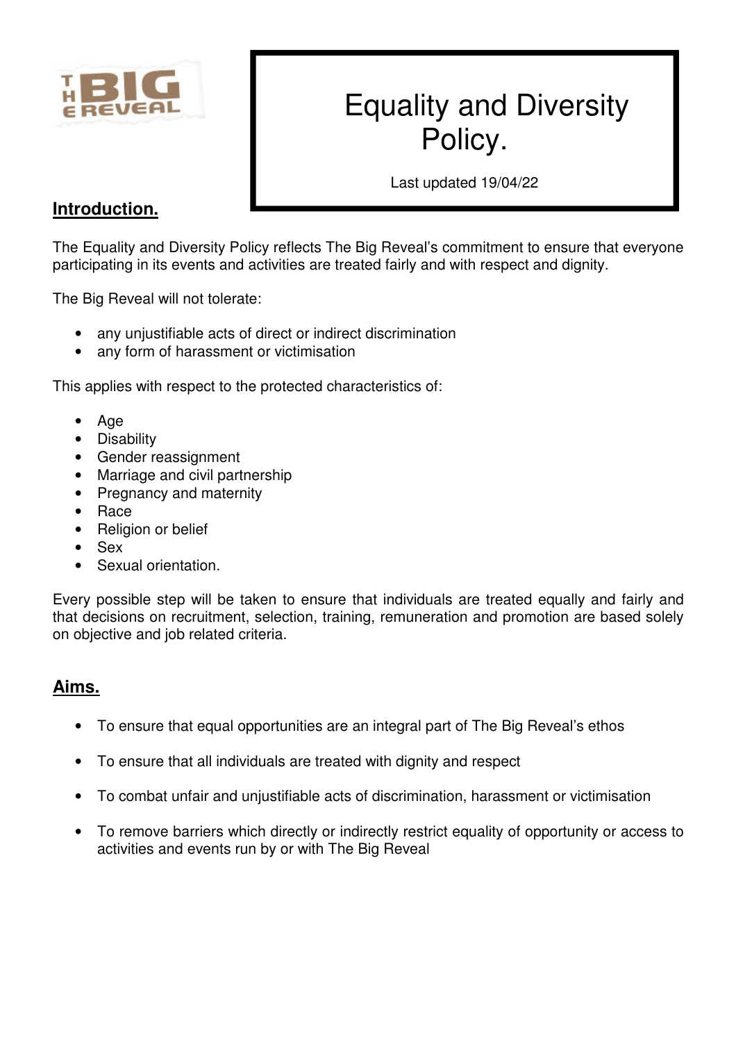# Equality and Diversity Policy.

Last updated 19/04/22

## Introduction.

The Equality and Diversity Policy reflects The Big Reveal's commitment to ensure that everyone participating in its events and activities are treated fairly and with respect and dignity.

The Big Reveal will not tolerate:

- any unjustifiable acts of direct or indirect discrimination
- any form of harassment or victimisation

This applies with respect to the protected characteristics of:

- Age
- Disability
- Gender reassignment
- Marriage and civil partnership
- Pregnancy and maternity
- Race
- Religion or belief
- Sex
- Sexual orientation.

Every possible step will be taken to ensure that individuals are treated equally and fairly and that decisions on recruitment, selection, training, remuneration and promotion are based solely on objective and job related criteria.

## Aims.

- To ensure that equal opportunities are an integral part of The Big Reveal's ethos
- To ensure that all individuals are treated with dignity and respect
- To combat unfair and unjustifiable acts of discrimination, harassment or victimisation
- To remove barriers which directly or indirectly restrict equality of opportunity or access to activities and events run by or with The Big Reveal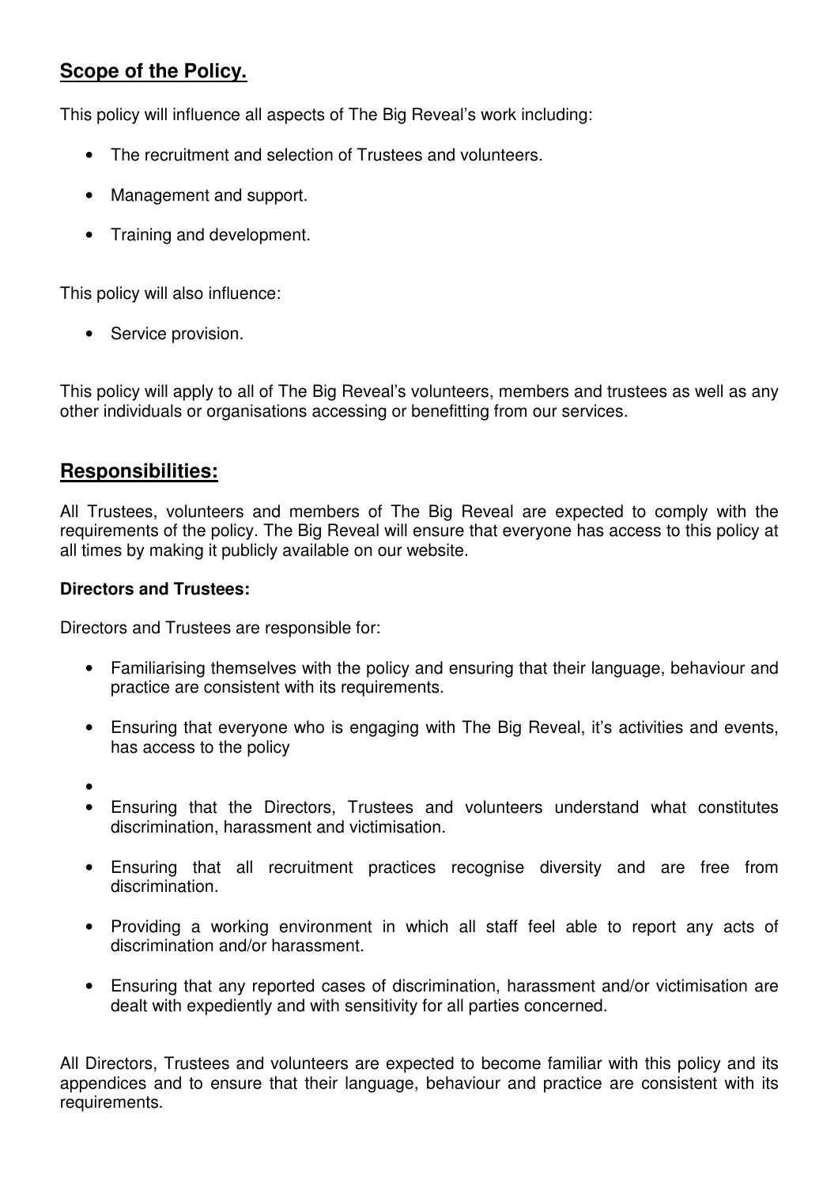## **Scope of the Policy.**

This policy will influence all aspects of The Big Reveal's work including:

- The recruitment and selection of Trustees and volunteers.
- Management and support.
- Training and development.

This policy will also influence:

- Service provision.

This policy will apply to all of The Big Reveal's volunteers, members and trustees as well as any other individuals or organisations accessing or benefitting from our services.

## **Responsibilities:**

All Trustees, volunteers and members of The Big Reveal are expected to comply with the requirements of the policy. The Big Reveal will ensure that everyone has access to this policy at all times by making it publicly available on our website.

**Directors and Trustees:**

Directors and Trustees are responsible for:

- Familiarising themselves with the policy and ensuring that their language, behaviour and practice are consistent with its requirements.
- Ensuring that everyone who is engaging with The Big Reveal, it's activities and events, has access to the policy
- 
- Ensuring that the Directors, Trustees and volunteers understand what constitutes discrimination, harassment and victimisation.
- Ensuring that all recruitment practices recognise diversity and are free from discrimination.
- Providing a working environment in which all staff feel able to report any acts of discrimination and/or harassment.
- Ensuring that any reported cases of discrimination, harassment and/or victimisation are dealt with expediently and with sensitivity for all parties concerned.

All Directors, Trustees and volunteers are expected to become familiar with this policy and its appendices and to ensure that their language, behaviour and practice are consistent with its requirements.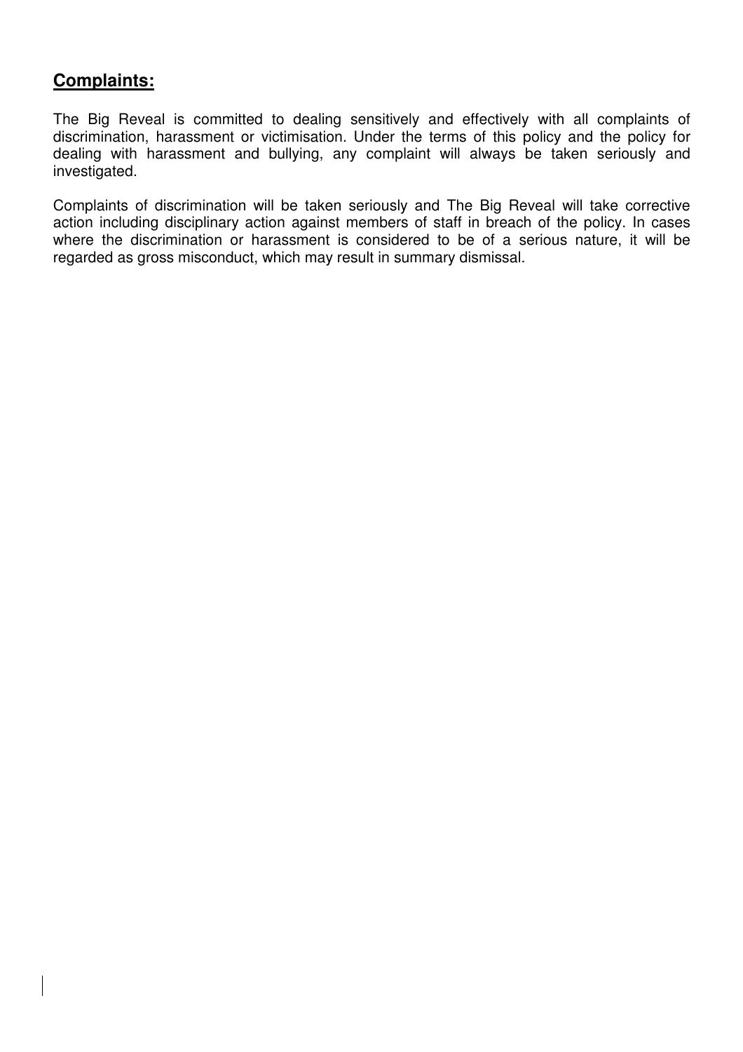## **Complaints:**

The Big Reveal is committed to dealing sensitively and effectively with all complaints of discrimination, harassment or victimisation. Under the terms of this policy and the policy for dealing with harassment and bullying, any complaint will always be taken seriously and investigated.

Complaints of discrimination will be taken seriously and The Big Reveal will take corrective action including disciplinary action against members of staff in breach of the policy. In cases where the discrimination or harassment is considered to be of a serious nature, it will be regarded as gross misconduct, which may result in summary dismissal.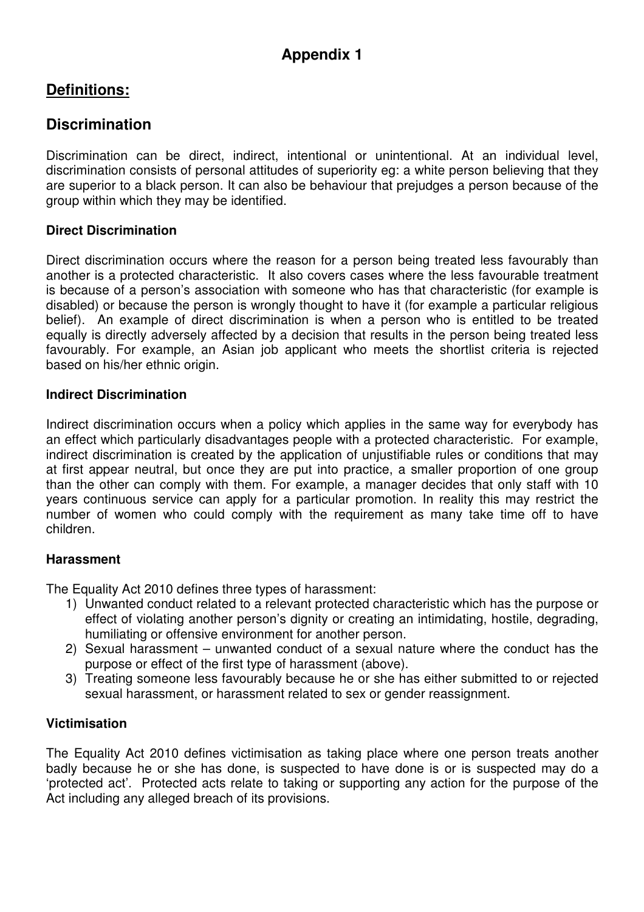# Appendix 1

## Definitions:

## Discrimination

Discrimination can be direct, indirect, intentional or unintentional. At an individual level, discrimination consists of personal attitudes of superiority eg: a white person believing that they are superior to a black person. It can also be behaviour that prejudges a person because of the group within which they may be identified.

### Direct Discrimination

Direct discrimination occurs where the reason for a person being treated less favourably than another is a protected characteristic. It also covers cases where the less favourable treatment is because of a person's association with someone who has that characteristic (for example is disabled) or because the person is wrongly thought to have it (for example a particular religious belief). An example of direct discrimination is when a person who is entitled to be treated equally is directly adversely affected by a decision that results in the person being treated less favourably. For example, an Asian job applicant who meets the shortlist criteria is rejected based on his/her ethnic origin.

### Indirect Discrimination

Indirect discrimination occurs when a policy which applies in the same way for everybody has an effect which particularly disadvantages people with a protected characteristic. For example, indirect discrimination is created by the application of unjustifiable rules or conditions that may at first appear neutral, but once they are put into practice, a smaller proportion of one group than the other can comply with them. For example, a manager decides that only staff with 10 years continuous service can apply for a particular promotion. In reality this may restrict the number of women who could comply with the requirement as many take time off to have children.

### Harassment

The Equality Act 2010 defines three types of harassment:

1) Unwanted conduct related to a relevant protected characteristic which has the purpose or effect of violating another person's dignity or creating an intimidating, hostile, degrading, humiliating or offensive environment for another person.
2) Sexual harassment – unwanted conduct of a sexual nature where the conduct has the purpose or effect of the first type of harassment (above).
3) Treating someone less favourably because he or she has either submitted to or rejected sexual harassment, or harassment related to sex or gender reassignment.

### Victimisation

The Equality Act 2010 defines victimisation as taking place where one person treats another badly because he or she has done, is suspected to have done is or is suspected may do a 'protected act'. Protected acts relate to taking or supporting any action for the purpose of the Act including any alleged breach of its provisions.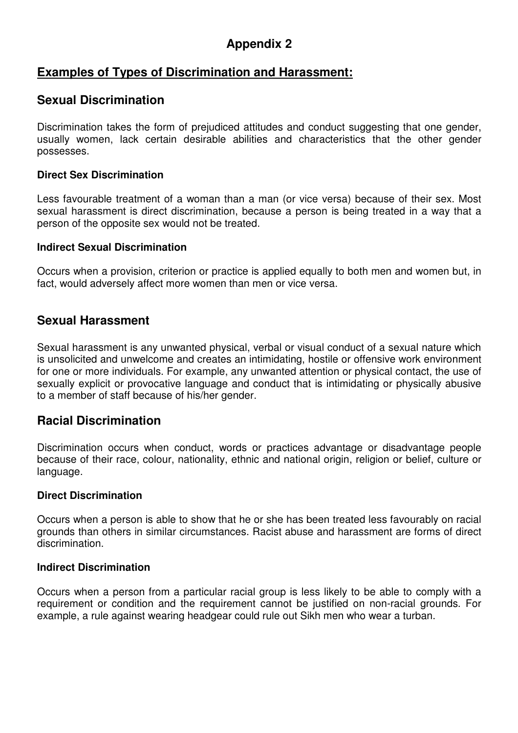# Appendix 2

## Examples of Types of Discrimination and Harassment:

## Sexual Discrimination

Discrimination takes the form of prejudiced attitudes and conduct suggesting that one gender, usually women, lack certain desirable abilities and characteristics that the other gender possesses.

#### Direct Sex Discrimination

Less favourable treatment of a woman than a man (or vice versa) because of their sex. Most sexual harassment is direct discrimination, because a person is being treated in a way that a person of the opposite sex would not be treated.

#### Indirect Sexual Discrimination

Occurs when a provision, criterion or practice is applied equally to both men and women but, in fact, would adversely affect more women than men or vice versa.

## Sexual Harassment

Sexual harassment is any unwanted physical, verbal or visual conduct of a sexual nature which is unsolicited and unwelcome and creates an intimidating, hostile or offensive work environment for one or more individuals. For example, any unwanted attention or physical contact, the use of sexually explicit or provocative language and conduct that is intimidating or physically abusive to a member of staff because of his/her gender.

## Racial Discrimination

Discrimination occurs when conduct, words or practices advantage or disadvantage people because of their race, colour, nationality, ethnic and national origin, religion or belief, culture or language.

#### Direct Discrimination

Occurs when a person is able to show that he or she has been treated less favourably on racial grounds than others in similar circumstances. Racist abuse and harassment are forms of direct discrimination.

#### Indirect Discrimination

Occurs when a person from a particular racial group is less likely to be able to comply with a requirement or condition and the requirement cannot be justified on non-racial grounds. For example, a rule against wearing headgear could rule out Sikh men who wear a turban.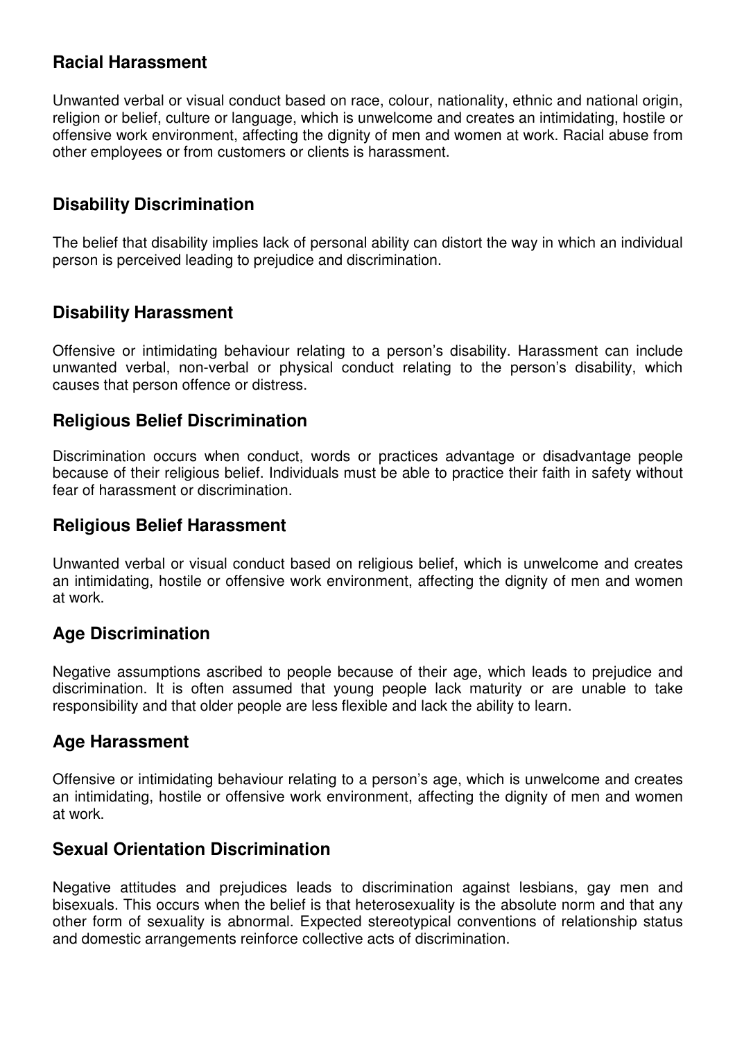## Racial Harassment

Unwanted verbal or visual conduct based on race, colour, nationality, ethnic and national origin, religion or belief, culture or language, which is unwelcome and creates an intimidating, hostile or offensive work environment, affecting the dignity of men and women at work. Racial abuse from other employees or from customers or clients is harassment.

## Disability Discrimination

The belief that disability implies lack of personal ability can distort the way in which an individual person is perceived leading to prejudice and discrimination.

## Disability Harassment

Offensive or intimidating behaviour relating to a person's disability. Harassment can include unwanted verbal, non-verbal or physical conduct relating to the person's disability, which causes that person offence or distress.

## Religious Belief Discrimination

Discrimination occurs when conduct, words or practices advantage or disadvantage people because of their religious belief. Individuals must be able to practice their faith in safety without fear of harassment or discrimination.

## Religious Belief Harassment

Unwanted verbal or visual conduct based on religious belief, which is unwelcome and creates an intimidating, hostile or offensive work environment, affecting the dignity of men and women at work.

## Age Discrimination

Negative assumptions ascribed to people because of their age, which leads to prejudice and discrimination. It is often assumed that young people lack maturity or are unable to take responsibility and that older people are less flexible and lack the ability to learn.

## Age Harassment

Offensive or intimidating behaviour relating to a person's age, which is unwelcome and creates an intimidating, hostile or offensive work environment, affecting the dignity of men and women at work.

## Sexual Orientation Discrimination

Negative attitudes and prejudices leads to discrimination against lesbians, gay men and bisexuals. This occurs when the belief is that heterosexuality is the absolute norm and that any other form of sexuality is abnormal. Expected stereotypical conventions of relationship status and domestic arrangements reinforce collective acts of discrimination.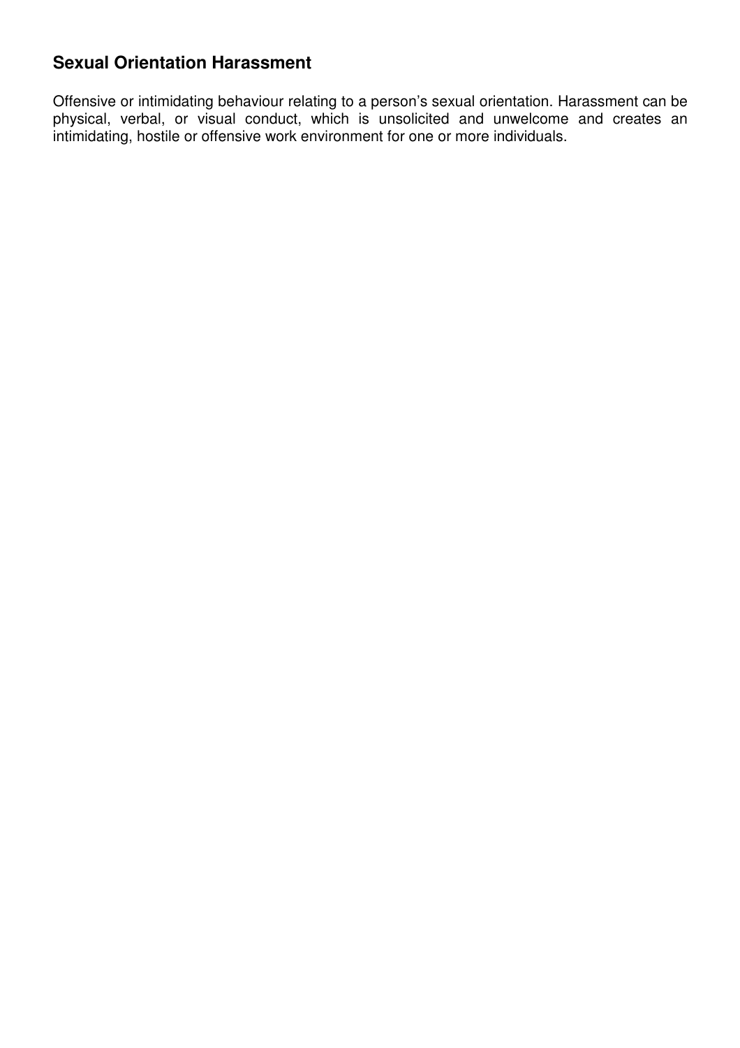### Sexual Orientation Harassment

Offensive or intimidating behaviour relating to a person's sexual orientation. Harassment can be physical, verbal, or visual conduct, which is unsolicited and unwelcome and creates an intimidating, hostile or offensive work environment for one or more individuals.